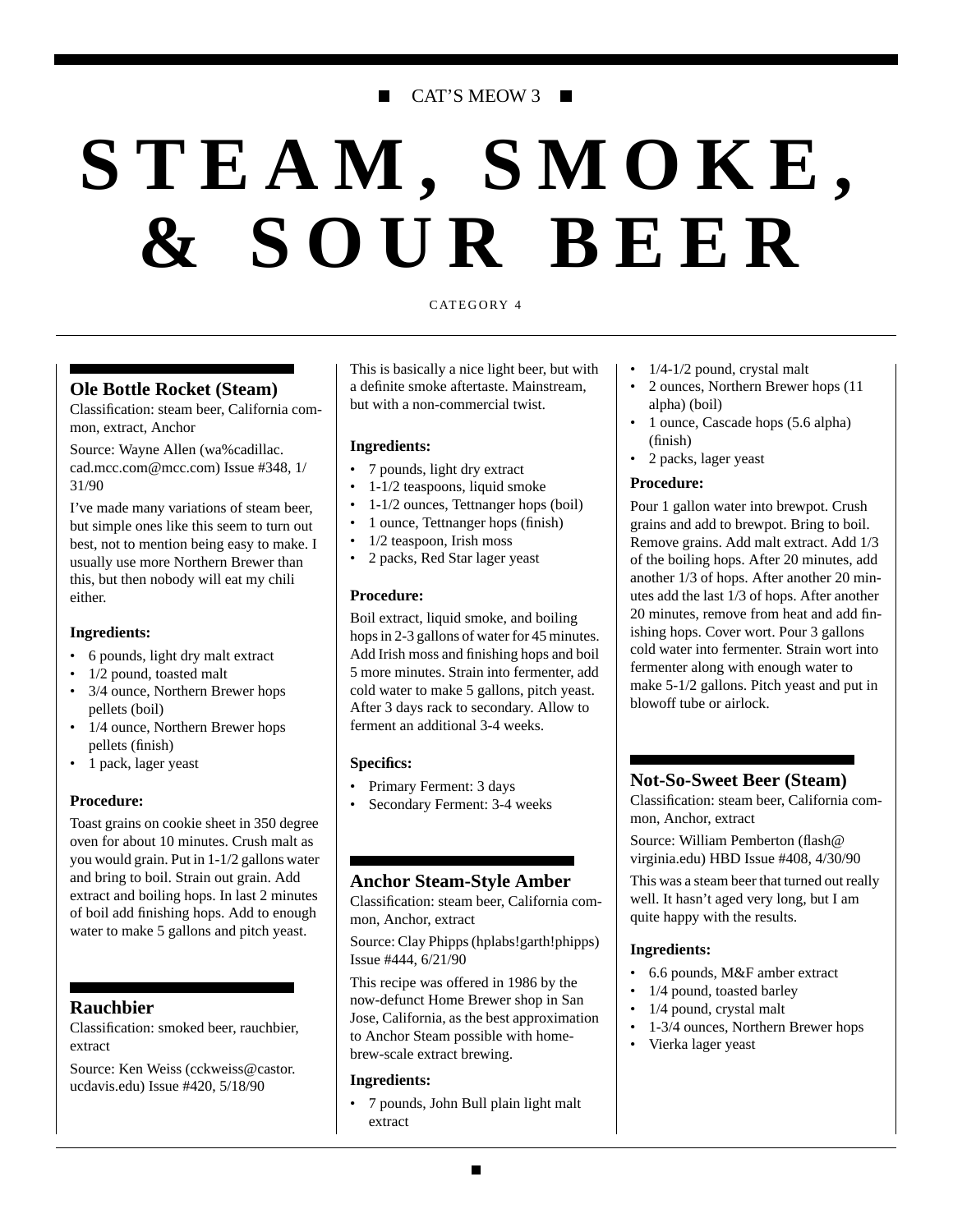CAT'S MEOW 3

# STEAM, SMOKE, & SOUR BEER

CATEGORY 4

## Ole Bottle Rocket (Steam)

Classification: steam beer, California common, extract, Anchor

Source: Wayne Allen (wa%cadillac.cad.mcc.com@mcc.com) Issue #348, 1/31/90

I've made many variations of steam beer, but simple ones like this seem to turn out best, not to mention being easy to make. I usually use more Northern Brewer than this, but then nobody will eat my chili either.

**Ingredients:**

- 6 pounds, light dry malt extract
- 1/2 pound, toasted malt
- 3/4 ounce, Northern Brewer hops pellets (boil)
- 1/4 ounce, Northern Brewer hops pellets (finish)
- 1 pack, lager yeast

**Procedure:**

Toast grains on cookie sheet in 350 degree oven for about 10 minutes. Crush malt as you would grain. Put in 1-1/2 gallons water and bring to boil. Strain out grain. Add extract and boiling hops. In last 2 minutes of boil add finishing hops. Add to enough water to make 5 gallons and pitch yeast.

## Rauchbier

Classification: smoked beer, rauchbier, extract

Source: Ken Weiss (cckweiss@castor.ucdavis.edu) Issue #420, 5/18/90

This is basically a nice light beer, but with a definite smoke aftertaste. Mainstream, but with a non-commercial twist.

**Ingredients:**

- 7 pounds, light dry extract
- 1-1/2 teaspoons, liquid smoke
- 1-1/2 ounces, Tettnanger hops (boil)
- 1 ounce, Tettnanger hops (finish)
- 1/2 teaspoon, Irish moss
- 2 packs, Red Star lager yeast

**Procedure:**

Boil extract, liquid smoke, and boiling hops in 2-3 gallons of water for 45 minutes. Add Irish moss and finishing hops and boil 5 more minutes. Strain into fermenter, add cold water to make 5 gallons, pitch yeast. After 3 days rack to secondary. Allow to ferment an additional 3-4 weeks.

**Specifics:**

- Primary Ferment: 3 days
- Secondary Ferment: 3-4 weeks

## Anchor Steam-Style Amber

Classification: steam beer, California common, Anchor, extract

Source: Clay Phipps (hplabs!garth!phipps) Issue #444, 6/21/90

This recipe was offered in 1986 by the now-defunct Home Brewer shop in San Jose, California, as the best approximation to Anchor Steam possible with home-brew-scale extract brewing.

**Ingredients:**

- 7 pounds, John Bull plain light malt extract
- 1/4-1/2 pound, crystal malt
- 2 ounces, Northern Brewer hops (11 alpha) (boil)
- 1 ounce, Cascade hops (5.6 alpha) (finish)
- 2 packs, lager yeast

**Procedure:**

Pour 1 gallon water into brewpot. Crush grains and add to brewpot. Bring to boil. Remove grains. Add malt extract. Add 1/3 of the boiling hops. After 20 minutes, add another 1/3 of hops. After another 20 minutes add the last 1/3 of hops. After another 20 minutes, remove from heat and add finishing hops. Cover wort. Pour 3 gallons cold water into fermenter. Strain wort into fermenter along with enough water to make 5-1/2 gallons. Pitch yeast and put in blowoff tube or airlock.

## Not-So-Sweet Beer (Steam)

Classification: steam beer, California common, Anchor, extract

Source: William Pemberton (flash@virginia.edu) HBD Issue #408, 4/30/90

This was a steam beer that turned out really well. It hasn't aged very long, but I am quite happy with the results.

**Ingredients:**

- 6.6 pounds, M&F amber extract
- 1/4 pound, toasted barley
- 1/4 pound, crystal malt
- 1-3/4 ounces, Northern Brewer hops
- Vierka lager yeast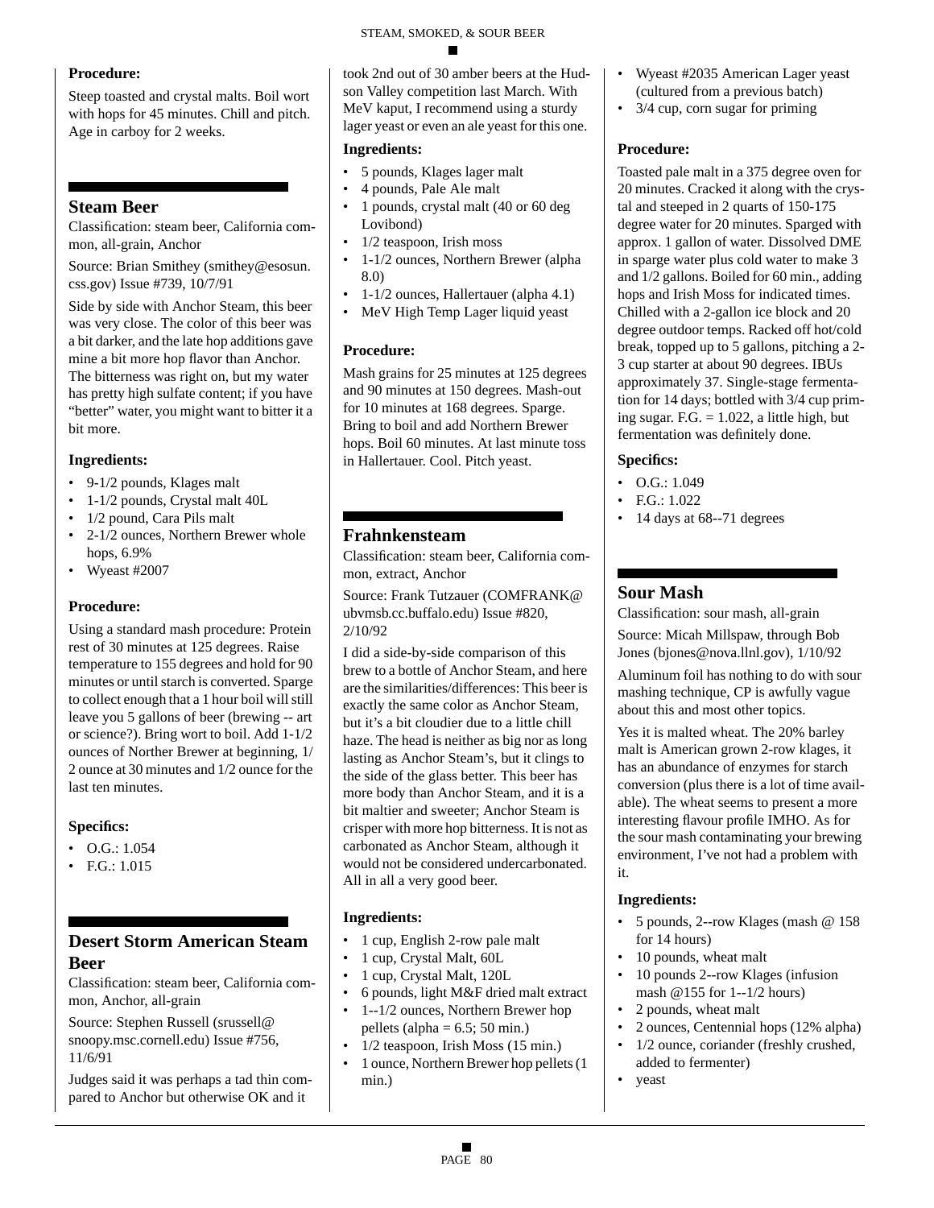**Procedure:**

Steep toasted and crystal malts. Boil wort with hops for 45 minutes. Chill and pitch. Age in carboy for 2 weeks.

## Steam Beer

Classification: steam beer, California common, all-grain, Anchor

Source: Brian Smithey (smithey@esosun.css.gov) Issue #739, 10/7/91

Side by side with Anchor Steam, this beer was very close. The color of this beer was a bit darker, and the late hop additions gave mine a bit more hop flavor than Anchor. The bitterness was right on, but my water has pretty high sulfate content; if you have "better" water, you might want to bitter it a bit more.

**Ingredients:**

- 9-1/2 pounds, Klages malt
- 1-1/2 pounds, Crystal malt 40L
- 1/2 pound, Cara Pils malt
- 2-1/2 ounces, Northern Brewer whole hops, 6.9%
- Wyeast #2007

**Procedure:**

Using a standard mash procedure: Protein rest of 30 minutes at 125 degrees. Raise temperature to 155 degrees and hold for 90 minutes or until starch is converted. Sparge to collect enough that a 1 hour boil will still leave you 5 gallons of beer (brewing -- art or science?). Bring wort to boil. Add 1-1/2 ounces of Norther Brewer at beginning, 1/2 ounce at 30 minutes and 1/2 ounce for the last ten minutes.

**Specifics:**

- O.G.: 1.054
- F.G.: 1.015

## Desert Storm American Steam Beer

Classification: steam beer, California common, Anchor, all-grain

Source: Stephen Russell (srussell@snoopy.msc.cornell.edu) Issue #756, 11/6/91

Judges said it was perhaps a tad thin compared to Anchor but otherwise OK and it took 2nd out of 30 amber beers at the Hudson Valley competition last March. With MeV kaput, I recommend using a sturdy lager yeast or even an ale yeast for this one.

**Ingredients:**

- 5 pounds, Klages lager malt
- 4 pounds, Pale Ale malt
- 1 pounds, crystal malt (40 or 60 deg Lovibond)
- 1/2 teaspoon, Irish moss
- 1-1/2 ounces, Northern Brewer (alpha 8.0)
- 1-1/2 ounces, Hallertauer (alpha 4.1)
- MeV High Temp Lager liquid yeast

**Procedure:**

Mash grains for 25 minutes at 125 degrees and 90 minutes at 150 degrees. Mash-out for 10 minutes at 168 degrees. Sparge. Bring to boil and add Northern Brewer hops. Boil 60 minutes. At last minute toss in Hallertauer. Cool. Pitch yeast.

## Frahnkensteam

Classification: steam beer, California common, extract, Anchor

Source: Frank Tutzauer (COMFRANK@ubvmsb.cc.buffalo.edu) Issue #820, 2/10/92

I did a side-by-side comparison of this brew to a bottle of Anchor Steam, and here are the similarities/differences: This beer is exactly the same color as Anchor Steam, but it's a bit cloudier due to a little chill haze. The head is neither as big nor as long lasting as Anchor Steam's, but it clings to the side of the glass better. This beer has more body than Anchor Steam, and it is a bit maltier and sweeter; Anchor Steam is crisper with more hop bitterness. It is not as carbonated as Anchor Steam, although it would not be considered undercarbonated. All in all a very good beer.

**Ingredients:**

- 1 cup, English 2-row pale malt
- 1 cup, Crystal Malt, 60L
- 1 cup, Crystal Malt, 120L
- 6 pounds, light M&F dried malt extract
- 1--1/2 ounces, Northern Brewer hop pellets (alpha = 6.5; 50 min.)
- 1/2 teaspoon, Irish Moss (15 min.)
- 1 ounce, Northern Brewer hop pellets (1 min.)
- Wyeast #2035 American Lager yeast (cultured from a previous batch)
- 3/4 cup, corn sugar for priming

**Procedure:**

Toasted pale malt in a 375 degree oven for 20 minutes. Cracked it along with the crystal and steeped in 2 quarts of 150-175 degree water for 20 minutes. Sparged with approx. 1 gallon of water. Dissolved DME in sparge water plus cold water to make 3 and 1/2 gallons. Boiled for 60 min., adding hops and Irish Moss for indicated times. Chilled with a 2-gallon ice block and 20 degree outdoor temps. Racked off hot/cold break, topped up to 5 gallons, pitching a 2-3 cup starter at about 90 degrees. IBUs approximately 37. Single-stage fermentation for 14 days; bottled with 3/4 cup priming sugar. F.G. = 1.022, a little high, but fermentation was definitely done.

**Specifics:**

- O.G.: 1.049
- F.G.: 1.022
- 14 days at 68--71 degrees

## Sour Mash

Classification: sour mash, all-grain

Source: Micah Millspaw, through Bob Jones (bjones@nova.llnl.gov), 1/10/92

Aluminum foil has nothing to do with sour mashing technique, CP is awfully vague about this and most other topics.

Yes it is malted wheat. The 20% barley malt is American grown 2-row klages, it has an abundance of enzymes for starch conversion (plus there is a lot of time available). The wheat seems to present a more interesting flavour profile IMHO. As for the sour mash contaminating your brewing environment, I've not had a problem with it.

**Ingredients:**

- 5 pounds, 2--row Klages (mash @ 158 for 14 hours)
- 10 pounds, wheat malt
- 10 pounds 2--row Klages (infusion mash @155 for 1--1/2 hours)
- 2 pounds, wheat malt
- 2 ounces, Centennial hops (12% alpha)
- 1/2 ounce, coriander (freshly crushed, added to fermenter)
- yeast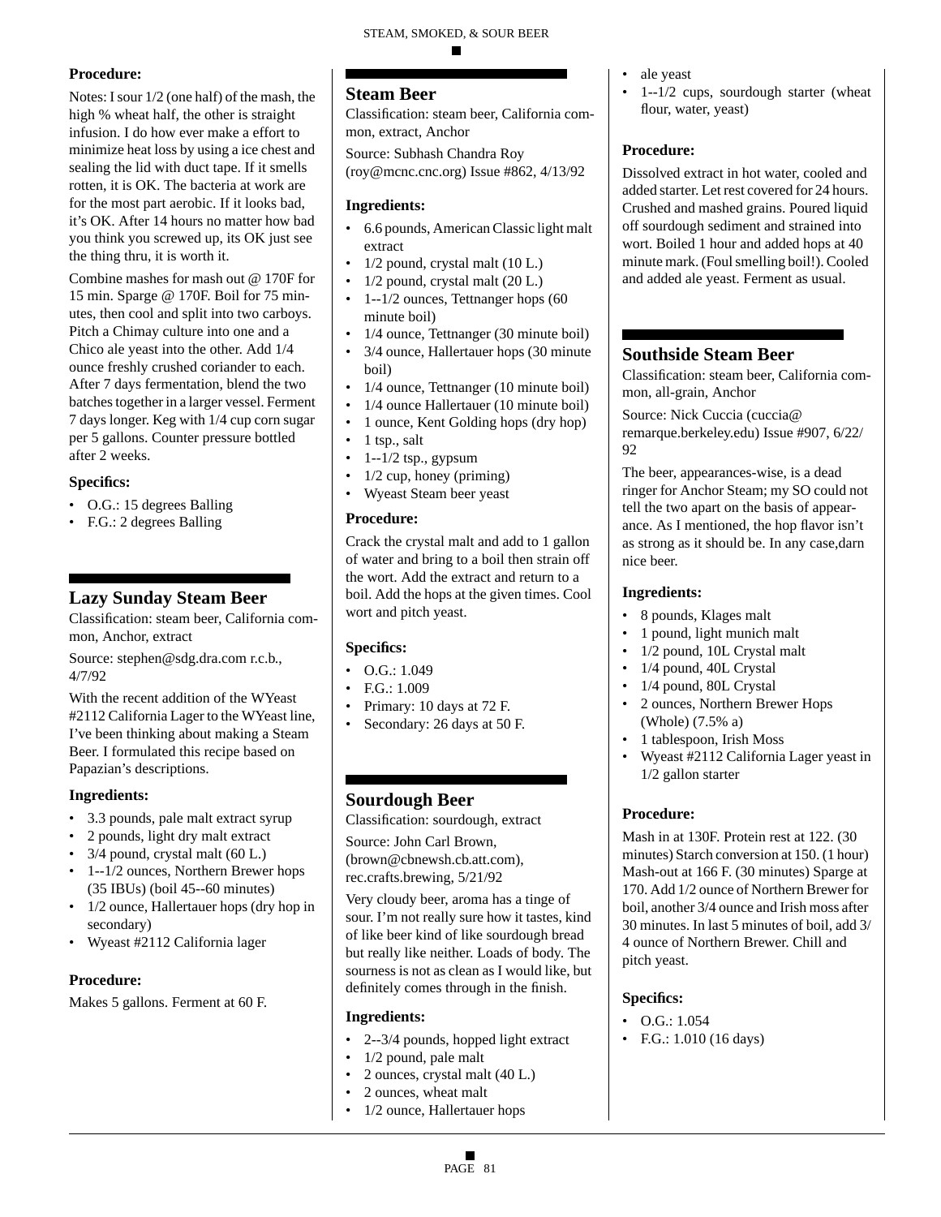### Procedure:

Notes: I sour 1/2 (one half) of the mash, the high % wheat half, the other is straight infusion. I do how ever make a effort to minimize heat loss by using a ice chest and sealing the lid with duct tape. If it smells rotten, it is OK. The bacteria at work are for the most part aerobic. If it looks bad, it's OK. After 14 hours no matter how bad you think you screwed up, its OK just see the thing thru, it is worth it.

Combine mashes for mash out @ 170F for 15 min. Sparge @ 170F. Boil for 75 minutes, then cool and split into two carboys. Pitch a Chimay culture into one and a Chico ale yeast into the other. Add 1/4 ounce freshly crushed coriander to each. After 7 days fermentation, blend the two batches together in a larger vessel. Ferment 7 days longer. Keg with 1/4 cup corn sugar per 5 gallons. Counter pressure bottled after 2 weeks.

### Specifics:

- O.G.: 15 degrees Balling
- F.G.: 2 degrees Balling

## Lazy Sunday Steam Beer

Classification: steam beer, California common, Anchor, extract

Source: stephen@sdg.dra.com r.c.b., 4/7/92

With the recent addition of the WYeast #2112 California Lager to the WYeast line, I've been thinking about making a Steam Beer. I formulated this recipe based on Papazian's descriptions.

### Ingredients:

- 3.3 pounds, pale malt extract syrup
- 2 pounds, light dry malt extract
- 3/4 pound, crystal malt (60 L.)
- 1--1/2 ounces, Northern Brewer hops (35 IBUs) (boil 45--60 minutes)
- 1/2 ounce, Hallertauer hops (dry hop in secondary)
- Wyeast #2112 California lager

### Procedure:

Makes 5 gallons. Ferment at 60 F.

## Steam Beer

Classification: steam beer, California common, extract, Anchor

Source: Subhash Chandra Roy (roy@mcnc.cnc.org) Issue #862, 4/13/92

### Ingredients:

- 6.6 pounds, American Classic light malt extract
- 1/2 pound, crystal malt (10 L.)
- 1/2 pound, crystal malt (20 L.)
- 1--1/2 ounces, Tettnanger hops (60 minute boil)
- 1/4 ounce, Tettnanger (30 minute boil)
- 3/4 ounce, Hallertauer hops (30 minute boil)
- 1/4 ounce, Tettnanger (10 minute boil)
- 1/4 ounce Hallertauer (10 minute boil)
- 1 ounce, Kent Golding hops (dry hop)
- 1 tsp., salt
- 1--1/2 tsp., gypsum
- 1/2 cup, honey (priming)
- Wyeast Steam beer yeast

### Procedure:

Crack the crystal malt and add to 1 gallon of water and bring to a boil then strain off the wort. Add the extract and return to a boil. Add the hops at the given times. Cool wort and pitch yeast.

### Specifics:

- O.G.: 1.049
- F.G.: 1.009
- Primary: 10 days at 72 F.
- Secondary: 26 days at 50 F.

## Sourdough Beer

Classification: sourdough, extract

Source: John Carl Brown, (brown@cbnewsh.cb.att.com), rec.crafts.brewing, 5/21/92

Very cloudy beer, aroma has a tinge of sour. I'm not really sure how it tastes, kind of like beer kind of like sourdough bread but really like neither. Loads of body. The sourness is not as clean as I would like, but definitely comes through in the finish.

### Ingredients:

- 2--3/4 pounds, hopped light extract
- 1/2 pound, pale malt
- 2 ounces, crystal malt (40 L.)
- 2 ounces, wheat malt
- 1/2 ounce, Hallertauer hops
- ale yeast
- 1--1/2 cups, sourdough starter (wheat flour, water, yeast)

### Procedure:

Dissolved extract in hot water, cooled and added starter. Let rest covered for 24 hours. Crushed and mashed grains. Poured liquid off sourdough sediment and strained into wort. Boiled 1 hour and added hops at 40 minute mark. (Foul smelling boil!). Cooled and added ale yeast. Ferment as usual.

## Southside Steam Beer

Classification: steam beer, California common, all-grain, Anchor

Source: Nick Cuccia (cuccia@remarque.berkeley.edu) Issue #907, 6/22/92

The beer, appearances-wise, is a dead ringer for Anchor Steam; my SO could not tell the two apart on the basis of appearance. As I mentioned, the hop flavor isn't as strong as it should be. In any case,darn nice beer.

### Ingredients:

- 8 pounds, Klages malt
- 1 pound, light munich malt
- 1/2 pound, 10L Crystal malt
- 1/4 pound, 40L Crystal
- 1/4 pound, 80L Crystal
- 2 ounces, Northern Brewer Hops (Whole) (7.5% a)
- 1 tablespoon, Irish Moss
- Wyeast #2112 California Lager yeast in 1/2 gallon starter

### Procedure:

Mash in at 130F. Protein rest at 122. (30 minutes) Starch conversion at 150. (1 hour) Mash-out at 166 F. (30 minutes) Sparge at 170. Add 1/2 ounce of Northern Brewer for boil, another 3/4 ounce and Irish moss after 30 minutes. In last 5 minutes of boil, add 3/4 ounce of Northern Brewer. Chill and pitch yeast.

### Specifics:

- O.G.: 1.054
- F.G.: 1.010 (16 days)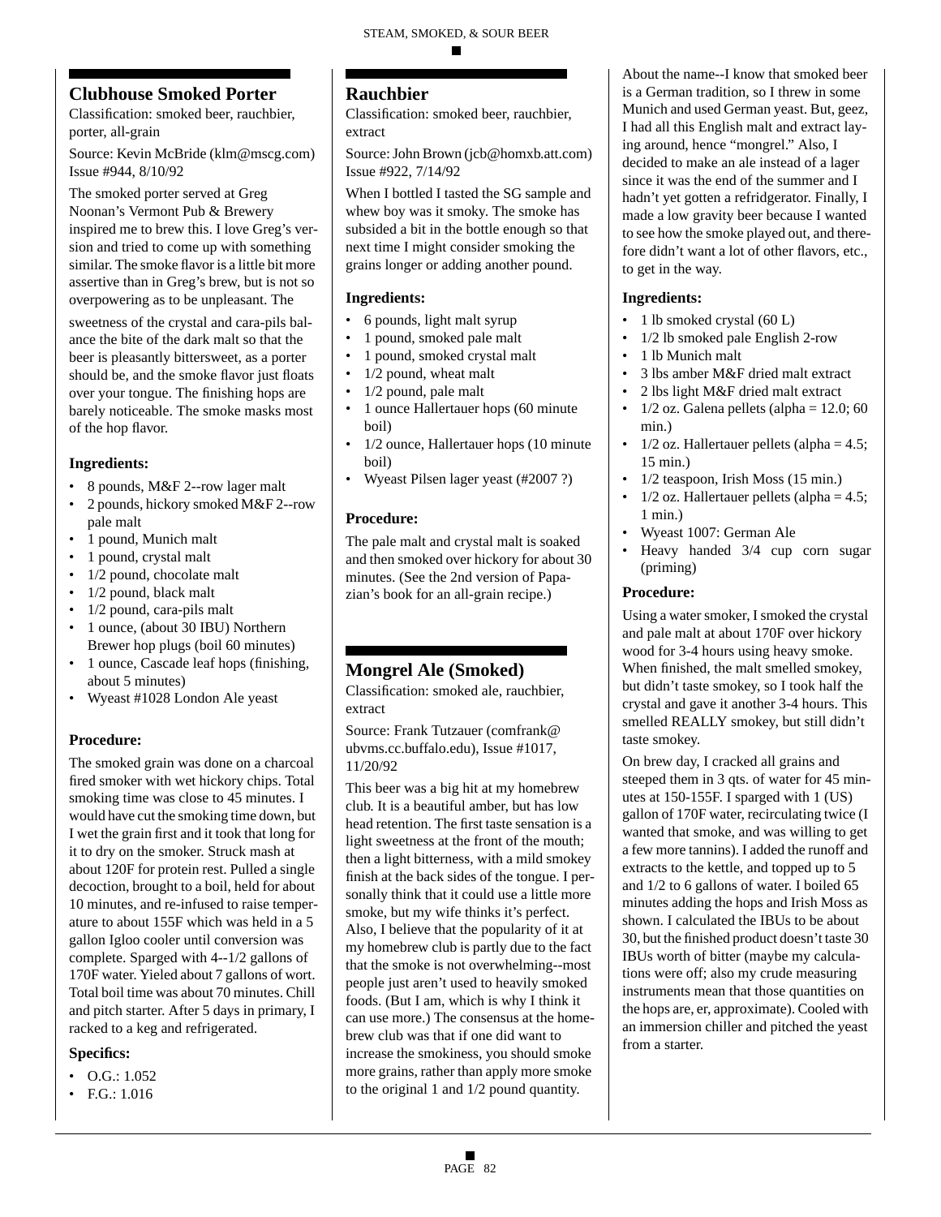## Clubhouse Smoked Porter

Classification: smoked beer, rauchbier, porter, all-grain

Source: Kevin McBride (klm@mscg.com) Issue #944, 8/10/92

The smoked porter served at Greg Noonan's Vermont Pub & Brewery inspired me to brew this. I love Greg's version and tried to come up with something similar. The smoke flavor is a little bit more assertive than in Greg's brew, but is not so overpowering as to be unpleasant. The

sweetness of the crystal and cara-pils balance the bite of the dark malt so that the beer is pleasantly bittersweet, as a porter should be, and the smoke flavor just floats over your tongue. The finishing hops are barely noticeable. The smoke masks most of the hop flavor.

### Ingredients:

- 8 pounds, M&F 2--row lager malt
- 2 pounds, hickory smoked M&F 2--row pale malt
- 1 pound, Munich malt
- 1 pound, crystal malt
- 1/2 pound, chocolate malt
- 1/2 pound, black malt
- 1/2 pound, cara-pils malt
- 1 ounce, (about 30 IBU) Northern Brewer hop plugs (boil 60 minutes)
- 1 ounce, Cascade leaf hops (finishing, about 5 minutes)
- Wyeast #1028 London Ale yeast

### Procedure:

The smoked grain was done on a charcoal fired smoker with wet hickory chips. Total smoking time was close to 45 minutes. I would have cut the smoking time down, but I wet the grain first and it took that long for it to dry on the smoker. Struck mash at about 120F for protein rest. Pulled a single decoction, brought to a boil, held for about 10 minutes, and re-infused to raise temperature to about 155F which was held in a 5 gallon Igloo cooler until conversion was complete. Sparged with 4--1/2 gallons of 170F water. Yieled about 7 gallons of wort. Total boil time was about 70 minutes. Chill and pitch starter. After 5 days in primary, I racked to a keg and refrigerated.

### Specifics:

- O.G.: 1.052
- F.G.: 1.016

## Rauchbier

Classification: smoked beer, rauchbier, extract

Source: John Brown (jcb@homxb.att.com) Issue #922, 7/14/92

When I bottled I tasted the SG sample and whew boy was it smoky. The smoke has subsided a bit in the bottle enough so that next time I might consider smoking the grains longer or adding another pound.

### Ingredients:

- 6 pounds, light malt syrup
- 1 pound, smoked pale malt
- 1 pound, smoked crystal malt
- 1/2 pound, wheat malt
- 1/2 pound, pale malt
- 1 ounce Hallertauer hops (60 minute boil)
- 1/2 ounce, Hallertauer hops (10 minute boil)
- Wyeast Pilsen lager yeast (#2007 ?)

### Procedure:

The pale malt and crystal malt is soaked and then smoked over hickory for about 30 minutes. (See the 2nd version of Papazian's book for an all-grain recipe.)

## Mongrel Ale (Smoked)

Classification: smoked ale, rauchbier, extract

Source: Frank Tutzauer (comfrank@ubvms.cc.buffalo.edu), Issue #1017, 11/20/92

This beer was a big hit at my homebrew club. It is a beautiful amber, but has low head retention. The first taste sensation is a light sweetness at the front of the mouth; then a light bitterness, with a mild smokey finish at the back sides of the tongue. I personally think that it could use a little more smoke, but my wife thinks it's perfect. Also, I believe that the popularity of it at my homebrew club is partly due to the fact that the smoke is not overwhelming--most people just aren't used to heavily smoked foods. (But I am, which is why I think it can use more.) The consensus at the homebrew club was that if one did want to increase the smokiness, you should smoke more grains, rather than apply more smoke to the original 1 and 1/2 pound quantity.

About the name--I know that smoked beer is a German tradition, so I threw in some Munich and used German yeast. But, geez, I had all this English malt and extract laying around, hence "mongrel." Also, I decided to make an ale instead of a lager since it was the end of the summer and I hadn't yet gotten a refridgerator. Finally, I made a low gravity beer because I wanted to see how the smoke played out, and therefore didn't want a lot of other flavors, etc., to get in the way.

### Ingredients:

- 1 lb smoked crystal (60 L)
- 1/2 lb smoked pale English 2-row
- 1 lb Munich malt
- 3 lbs amber M&F dried malt extract
- 2 lbs light M&F dried malt extract
- 1/2 oz. Galena pellets (alpha = 12.0; 60 min.)
- 1/2 oz. Hallertauer pellets (alpha = 4.5; 15 min.)
- 1/2 teaspoon, Irish Moss (15 min.)
- 1/2 oz. Hallertauer pellets (alpha = 4.5; 1 min.)
- Wyeast 1007: German Ale
- Heavy handed 3/4 cup corn sugar (priming)

### Procedure:

Using a water smoker, I smoked the crystal and pale malt at about 170F over hickory wood for 3-4 hours using heavy smoke. When finished, the malt smelled smokey, but didn't taste smokey, so I took half the crystal and gave it another 3-4 hours. This smelled REALLY smokey, but still didn't taste smokey.

On brew day, I cracked all grains and steeped them in 3 qts. of water for 45 minutes at 150-155F. I sparged with 1 (US) gallon of 170F water, recirculating twice (I wanted that smoke, and was willing to get a few more tannins). I added the runoff and extracts to the kettle, and topped up to 5 and 1/2 to 6 gallons of water. I boiled 65 minutes adding the hops and Irish Moss as shown. I calculated the IBUs to be about 30, but the finished product doesn't taste 30 IBUs worth of bitter (maybe my calculations were off; also my crude measuring instruments mean that those quantities on the hops are, er, approximate). Cooled with an immersion chiller and pitched the yeast from a starter.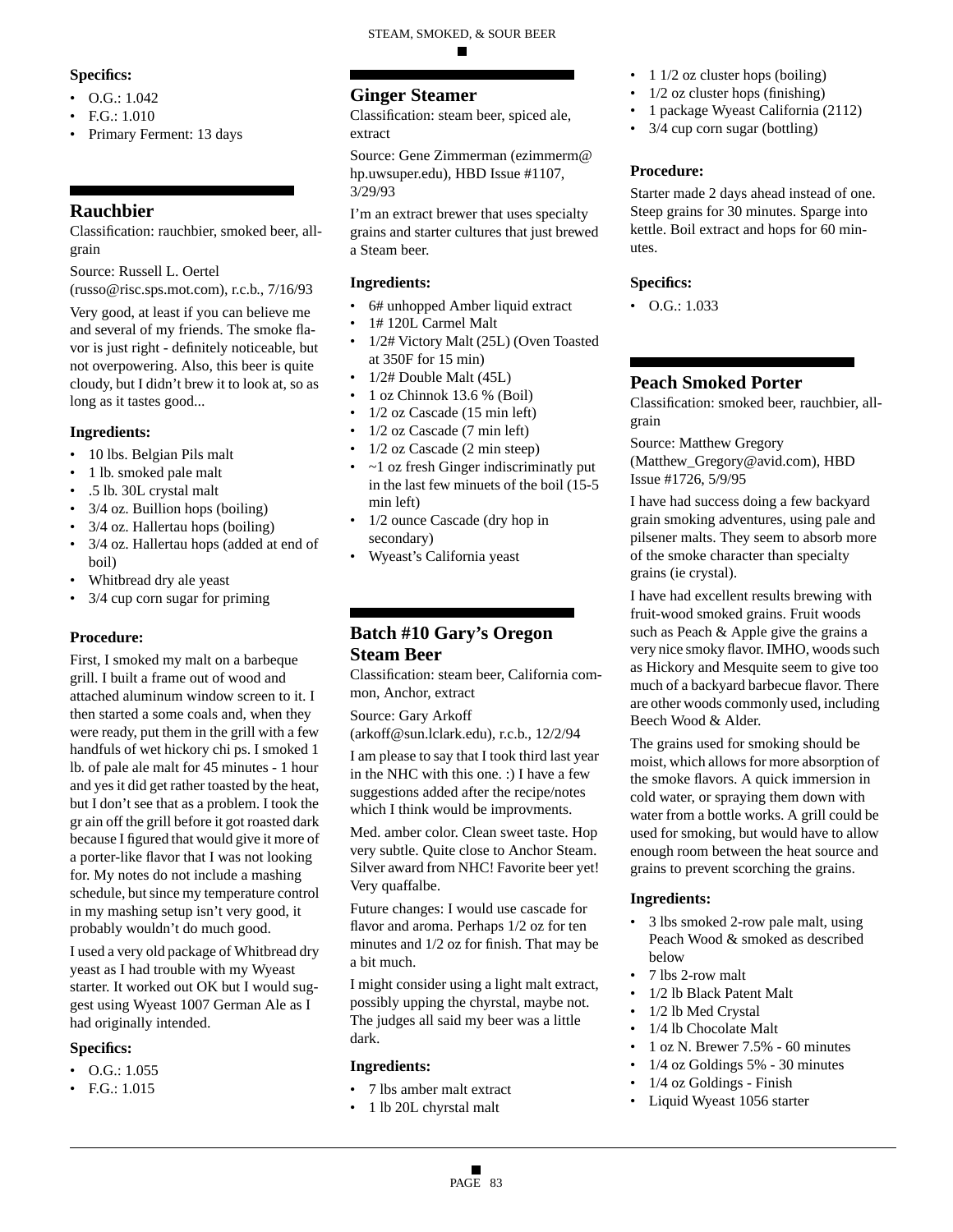### Specifics:

- O.G.: 1.042
- F.G.: 1.010
- Primary Ferment: 13 days

## Rauchbier

Classification: rauchbier, smoked beer, all-grain

Source: Russell L. Oertel (russo@risc.sps.mot.com), r.c.b., 7/16/93

Very good, at least if you can believe me and several of my friends. The smoke flavor is just right - definitely noticeable, but not overpowering. Also, this beer is quite cloudy, but I didn't brew it to look at, so as long as it tastes good...

### Ingredients:

- 10 lbs. Belgian Pils malt
- 1 lb. smoked pale malt
- .5 lb. 30L crystal malt
- 3/4 oz. Buillion hops (boiling)
- 3/4 oz. Hallertau hops (boiling)
- 3/4 oz. Hallertau hops (added at end of boil)
- Whitbread dry ale yeast
- 3/4 cup corn sugar for priming

### Procedure:

First, I smoked my malt on a barbeque grill. I built a frame out of wood and attached aluminum window screen to it. I then started a some coals and, when they were ready, put them in the grill with a few handfuls of wet hickory chi ps. I smoked 1 lb. of pale ale malt for 45 minutes - 1 hour and yes it did get rather toasted by the heat, but I don't see that as a problem. I took the gr ain off the grill before it got roasted dark because I figured that would give it more of a porter-like flavor that I was not looking for. My notes do not include a mashing schedule, but since my temperature control in my mashing setup isn't very good, it probably wouldn't do much good.

I used a very old package of Whitbread dry yeast as I had trouble with my Wyeast starter. It worked out OK but I would suggest using Wyeast 1007 German Ale as I had originally intended.

### Specifics:

- O.G.: 1.055
- F.G.: 1.015

## Ginger Steamer

Classification: steam beer, spiced ale, extract

Source: Gene Zimmerman (ezimmerm@hp.uwsuper.edu), HBD Issue #1107, 3/29/93

I'm an extract brewer that uses specialty grains and starter cultures that just brewed a Steam beer.

### Ingredients:

- 6# unhopped Amber liquid extract
- 1# 120L Carmel Malt
- 1/2# Victory Malt (25L) (Oven Toasted at 350F for 15 min)
- 1/2# Double Malt (45L)
- 1 oz Chinnok 13.6 % (Boil)
- 1/2 oz Cascade (15 min left)
- 1/2 oz Cascade (7 min left)
- 1/2 oz Cascade (2 min steep)
- ~1 oz fresh Ginger indiscriminatly put in the last few minuets of the boil (15-5 min left)
- 1/2 ounce Cascade (dry hop in secondary)
- Wyeast's California yeast

## Batch #10 Gary's Oregon Steam Beer

Classification: steam beer, California common, Anchor, extract

Source: Gary Arkoff (arkoff@sun.lclark.edu), r.c.b., 12/2/94

I am please to say that I took third last year in the NHC with this one. :) I have a few suggestions added after the recipe/notes which I think would be improvments.

Med. amber color. Clean sweet taste. Hop very subtle. Quite close to Anchor Steam. Silver award from NHC! Favorite beer yet! Very quaffalbe.

Future changes: I would use cascade for flavor and aroma. Perhaps 1/2 oz for ten minutes and 1/2 oz for finish. That may be a bit much.

I might consider using a light malt extract, possibly upping the chyrstal, maybe not. The judges all said my beer was a little dark.

### Ingredients:

- 7 lbs amber malt extract
- 1 lb 20L chyrstal malt
- 1 1/2 oz cluster hops (boiling)
- 1/2 oz cluster hops (finishing)
- 1 package Wyeast California (2112)
- 3/4 cup corn sugar (bottling)

### Procedure:

Starter made 2 days ahead instead of one. Steep grains for 30 minutes. Sparge into kettle. Boil extract and hops for 60 minutes.

### Specifics:

- O.G.: 1.033

## Peach Smoked Porter

Classification: smoked beer, rauchbier, all-grain

Source: Matthew Gregory (Matthew_Gregory@avid.com), HBD Issue #1726, 5/9/95

I have had success doing a few backyard grain smoking adventures, using pale and pilsener malts. They seem to absorb more of the smoke character than specialty grains (ie crystal).

I have had excellent results brewing with fruit-wood smoked grains. Fruit woods such as Peach & Apple give the grains a very nice smoky flavor. IMHO, woods such as Hickory and Mesquite seem to give too much of a backyard barbecue flavor. There are other woods commonly used, including Beech Wood & Alder.

The grains used for smoking should be moist, which allows for more absorption of the smoke flavors. A quick immersion in cold water, or spraying them down with water from a bottle works. A grill could be used for smoking, but would have to allow enough room between the heat source and grains to prevent scorching the grains.

### Ingredients:

- 3 lbs smoked 2-row pale malt, using Peach Wood & smoked as described below
- 7 lbs 2-row malt
- 1/2 lb Black Patent Malt
- 1/2 lb Med Crystal
- 1/4 lb Chocolate Malt
- 1 oz N. Brewer 7.5% - 60 minutes
- 1/4 oz Goldings 5% - 30 minutes
- 1/4 oz Goldings - Finish
- Liquid Wyeast 1056 starter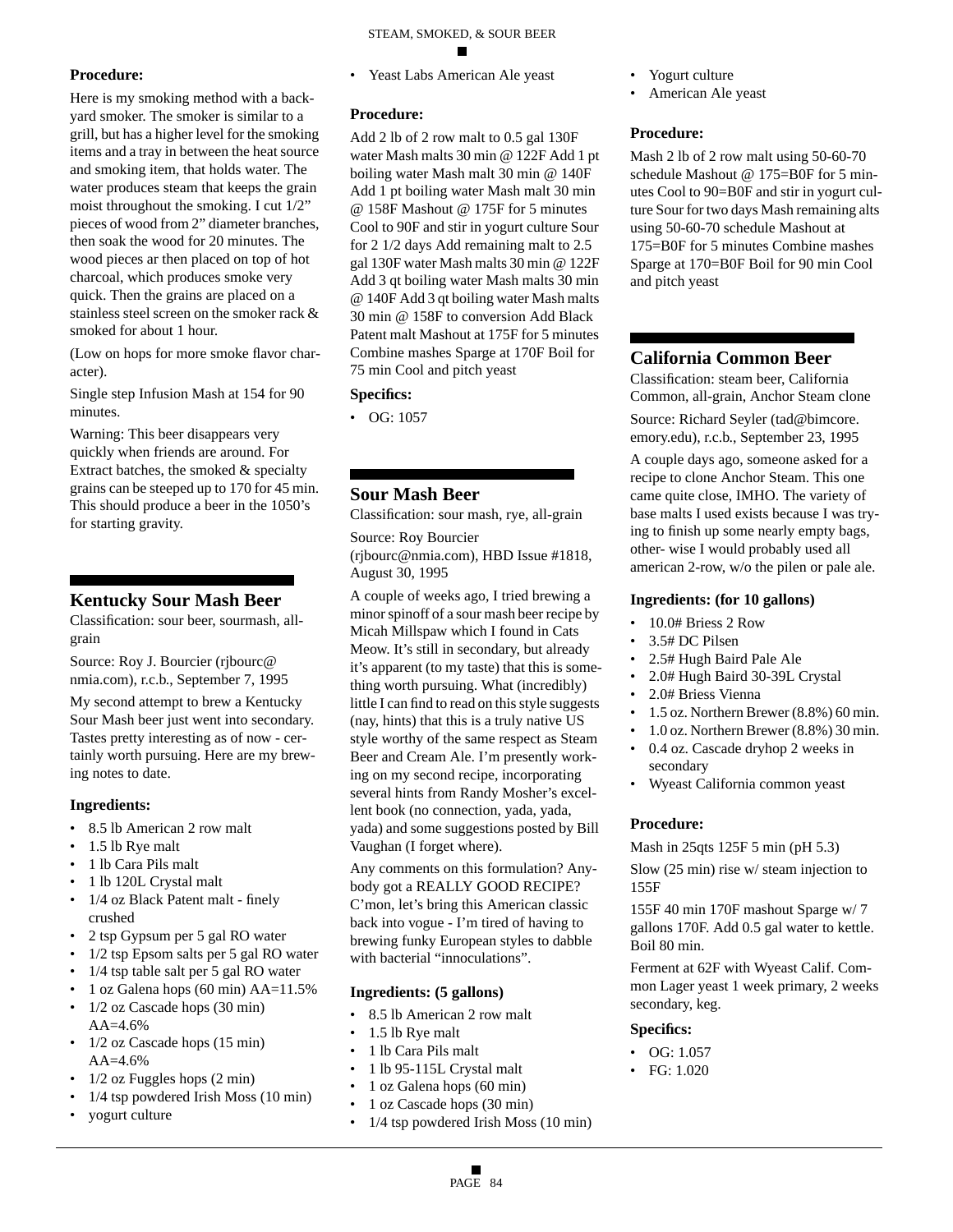**Procedure:**

Here is my smoking method with a backyard smoker. The smoker is similar to a grill, but has a higher level for the smoking items and a tray in between the heat source and smoking item, that holds water. The water produces steam that keeps the grain moist throughout the smoking. I cut 1/2" pieces of wood from 2" diameter branches, then soak the wood for 20 minutes. The wood pieces ar then placed on top of hot charcoal, which produces smoke very quick. Then the grains are placed on a stainless steel screen on the smoker rack & smoked for about 1 hour.

(Low on hops for more smoke flavor character).

Single step Infusion Mash at 154 for 90 minutes.

Warning: This beer disappears very quickly when friends are around. For Extract batches, the smoked & specialty grains can be steeped up to 170 for 45 min. This should produce a beer in the 1050's for starting gravity.

## Kentucky Sour Mash Beer

Classification: sour beer, sourmash, all-grain

Source: Roy J. Bourcier (rjbourc@nmia.com), r.c.b., September 7, 1995

My second attempt to brew a Kentucky Sour Mash beer just went into secondary. Tastes pretty interesting as of now - certainly worth pursuing. Here are my brewing notes to date.

**Ingredients:**

- 8.5 lb American 2 row malt
- 1.5 lb Rye malt
- 1 lb Cara Pils malt
- 1 lb 120L Crystal malt
- 1/4 oz Black Patent malt - finely crushed
- 2 tsp Gypsum per 5 gal RO water
- 1/2 tsp Epsom salts per 5 gal RO water
- 1/4 tsp table salt per 5 gal RO water
- 1 oz Galena hops (60 min) AA=11.5%
- 1/2 oz Cascade hops (30 min) AA=4.6%
- 1/2 oz Cascade hops (15 min) AA=4.6%
- 1/2 oz Fuggles hops (2 min)
- 1/4 tsp powdered Irish Moss (10 min)
- yogurt culture
- Yeast Labs American Ale yeast

**Procedure:**

Add 2 lb of 2 row malt to 0.5 gal 130F water Mash malts 30 min @ 122F Add 1 pt boiling water Mash malt 30 min @ 140F Add 1 pt boiling water Mash malt 30 min @ 158F Mashout @ 175F for 5 minutes Cool to 90F and stir in yogurt culture Sour for 2 1/2 days Add remaining malt to 2.5 gal 130F water Mash malts 30 min @ 122F Add 3 qt boiling water Mash malts 30 min @ 140F Add 3 qt boiling water Mash malts 30 min @ 158F to conversion Add Black Patent malt Mashout at 175F for 5 minutes Combine mashes Sparge at 170F Boil for 75 min Cool and pitch yeast

**Specifics:**

- OG: 1057

## Sour Mash Beer

Classification: sour mash, rye, all-grain

Source: Roy Bourcier (rjbourc@nmia.com), HBD Issue #1818, August 30, 1995

A couple of weeks ago, I tried brewing a minor spinoff of a sour mash beer recipe by Micah Millspaw which I found in Cats Meow. It's still in secondary, but already it's apparent (to my taste) that this is something worth pursuing. What (incredibly) little I can find to read on this style suggests (nay, hints) that this is a truly native US style worthy of the same respect as Steam Beer and Cream Ale. I'm presently working on my second recipe, incorporating several hints from Randy Mosher's excellent book (no connection, yada, yada, yada) and some suggestions posted by Bill Vaughan (I forget where).

Any comments on this formulation? Anybody got a REALLY GOOD RECIPE? C'mon, let's bring this American classic back into vogue - I'm tired of having to brewing funky European styles to dabble with bacterial "innoculations".

**Ingredients: (5 gallons)**

- 8.5 lb American 2 row malt
- 1.5 lb Rye malt
- 1 lb Cara Pils malt
- 1 lb 95-115L Crystal malt
- 1 oz Galena hops (60 min)
- 1 oz Cascade hops (30 min)
- 1/4 tsp powdered Irish Moss (10 min)
- Yogurt culture
- American Ale yeast

**Procedure:**

Mash 2 lb of 2 row malt using 50-60-70 schedule Mashout @ 175=B0F for 5 minutes Cool to 90=B0F and stir in yogurt culture Sour for two days Mash remaining alts using 50-60-70 schedule Mashout at 175=B0F for 5 minutes Combine mashes Sparge at 170=B0F Boil for 90 min Cool and pitch yeast

## California Common Beer

Classification: steam beer, California Common, all-grain, Anchor Steam clone

Source: Richard Seyler (tad@bimcore.emory.edu), r.c.b., September 23, 1995

A couple days ago, someone asked for a recipe to clone Anchor Steam. This one came quite close, IMHO. The variety of base malts I used exists because I was trying to finish up some nearly empty bags, other- wise I would probably used all american 2-row, w/o the pilen or pale ale.

**Ingredients: (for 10 gallons)**

- 10.0# Briess 2 Row
- 3.5# DC Pilsen
- 2.5# Hugh Baird Pale Ale
- 2.0# Hugh Baird 30-39L Crystal
- 2.0# Briess Vienna
- 1.5 oz. Northern Brewer (8.8%) 60 min.
- 1.0 oz. Northern Brewer (8.8%) 30 min.
- 0.4 oz. Cascade dryhop 2 weeks in secondary
- Wyeast California common yeast

**Procedure:**

Mash in 25qts 125F 5 min (pH 5.3)

Slow (25 min) rise w/ steam injection to 155F

155F 40 min 170F mashout Sparge w/ 7 gallons 170F. Add 0.5 gal water to kettle. Boil 80 min.

Ferment at 62F with Wyeast Calif. Common Lager yeast 1 week primary, 2 weeks secondary, keg.

**Specifics:**

- OG: 1.057
- FG: 1.020